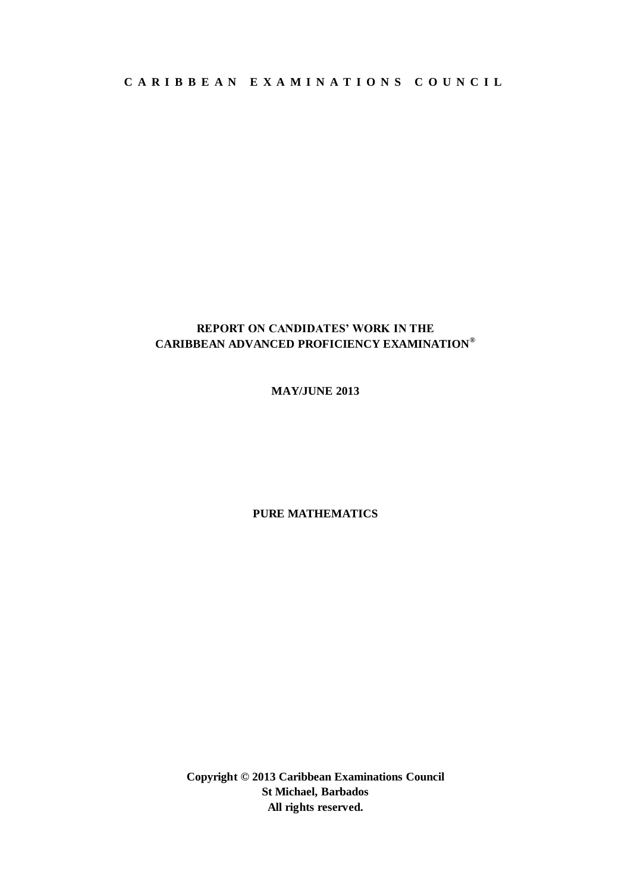**CARIBBEAN EXAMINATIONS COUNCIL**

# REPORT ON CANDIDATES' WORK IN THE CARIBBEAN ADVANCED PROFICIENCY EXAMINATION®

**MAY/JUNE 2013**

## PURE MATHEMATICS

**Copyright © 2013 Caribbean Examinations Council**
**St Michael, Barbados**
**All rights reserved.**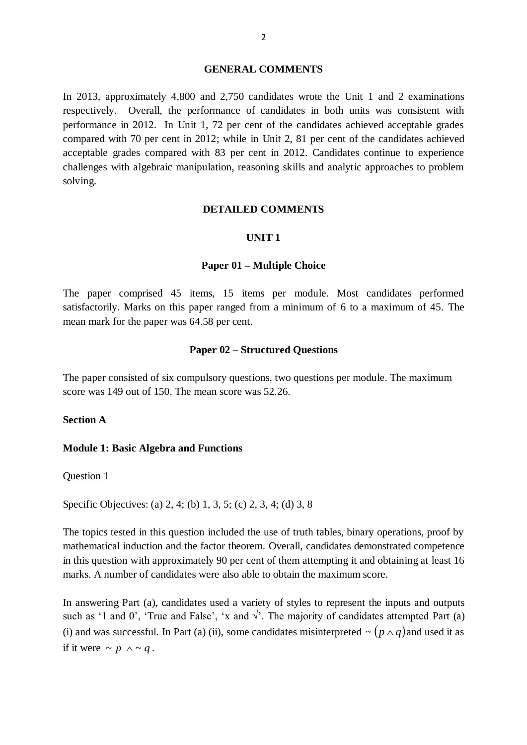## GENERAL COMMENTS

In 2013, approximately 4,800 and 2,750 candidates wrote the Unit 1 and 2 examinations respectively. Overall, the performance of candidates in both units was consistent with performance in 2012. In Unit 1, 72 per cent of the candidates achieved acceptable grades compared with 70 per cent in 2012; while in Unit 2, 81 per cent of the candidates achieved acceptable grades compared with 83 per cent in 2012. Candidates continue to experience challenges with algebraic manipulation, reasoning skills and analytic approaches to problem solving.

## DETAILED COMMENTS

### UNIT 1

#### Paper 01 – Multiple Choice

The paper comprised 45 items, 15 items per module. Most candidates performed satisfactorily. Marks on this paper ranged from a minimum of 6 to a maximum of 45. The mean mark for the paper was 64.58 per cent.

#### Paper 02 – Structured Questions

The paper consisted of six compulsory questions, two questions per module. The maximum score was 149 out of 150. The mean score was 52.26.

**Section A**

**Module 1: Basic Algebra and Functions**

Question 1

Specific Objectives: (a) 2, 4; (b) 1, 3, 5; (c) 2, 3, 4; (d) 3, 8

The topics tested in this question included the use of truth tables, binary operations, proof by mathematical induction and the factor theorem. Overall, candidates demonstrated competence in this question with approximately 90 per cent of them attempting it and obtaining at least 16 marks. A number of candidates were also able to obtain the maximum score.

In answering Part (a), candidates used a variety of styles to represent the inputs and outputs such as '1 and 0', 'True and False', 'x and √'. The majority of candidates attempted Part (a) (i) and was successful. In Part (a) (ii), some candidates misinterpreted $\sim(p \wedge q)$ and used it as if it were $\sim p \wedge \sim q$.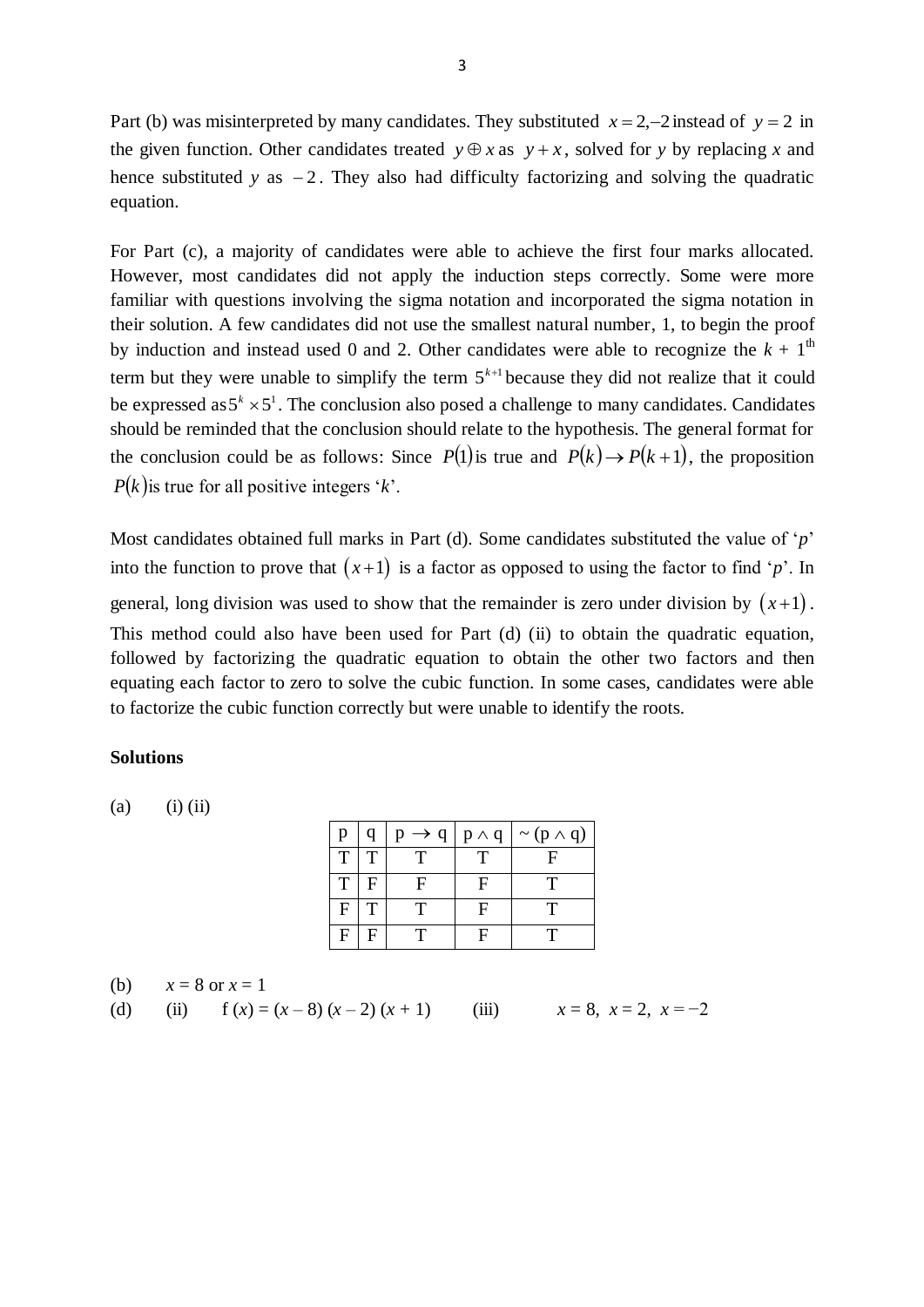Part (b) was misinterpreted by many candidates. They substituted $x = 2, -2$ instead of $y = 2$ in the given function. Other candidates treated $y \oplus x$ as $y + x$, solved for *y* by replacing *x* and hence substituted *y* as $-2$. They also had difficulty factorizing and solving the quadratic equation.

For Part (c), a majority of candidates were able to achieve the first four marks allocated. However, most candidates did not apply the induction steps correctly. Some were more familiar with questions involving the sigma notation and incorporated the sigma notation in their solution. A few candidates did not use the smallest natural number, 1, to begin the proof by induction and instead used 0 and 2. Other candidates were able to recognize the $k + 1^{\text{th}}$ term but they were unable to simplify the term $5^{k+1}$ because they did not realize that it could be expressed as $5^k \times 5^1$. The conclusion also posed a challenge to many candidates. Candidates should be reminded that the conclusion should relate to the hypothesis. The general format for the conclusion could be as follows: Since $P(1)$ is true and $P(k) \rightarrow P(k+1)$, the proposition $P(k)$ is true for all positive integers '*k*'.

Most candidates obtained full marks in Part (d). Some candidates substituted the value of '*p*' into the function to prove that $(x+1)$ is a factor as opposed to using the factor to find '*p*'. In general, long division was used to show that the remainder is zero under division by $(x+1)$. This method could also have been used for Part (d) (ii) to obtain the quadratic equation, followed by factorizing the quadratic equation to obtain the other two factors and then equating each factor to zero to solve the cubic function. In some cases, candidates were able to factorize the cubic function correctly but were unable to identify the roots.

**Solutions**

(a) (i) (ii)

| p | q | $p \rightarrow q$ | $p \wedge q$ | $\sim (p \wedge q)$ |
|---|---|---|---|---|
| T | T | T | T | F |
| T | F | F | F | T |
| F | T | T | F | T |
| F | F | T | F | T |

(b) $x = 8$ or $x = 1$

(d) (ii) $f(x) = (x - 8)(x - 2)(x + 1)$ (iii) $x = 8,\ x = 2,\ x = -2$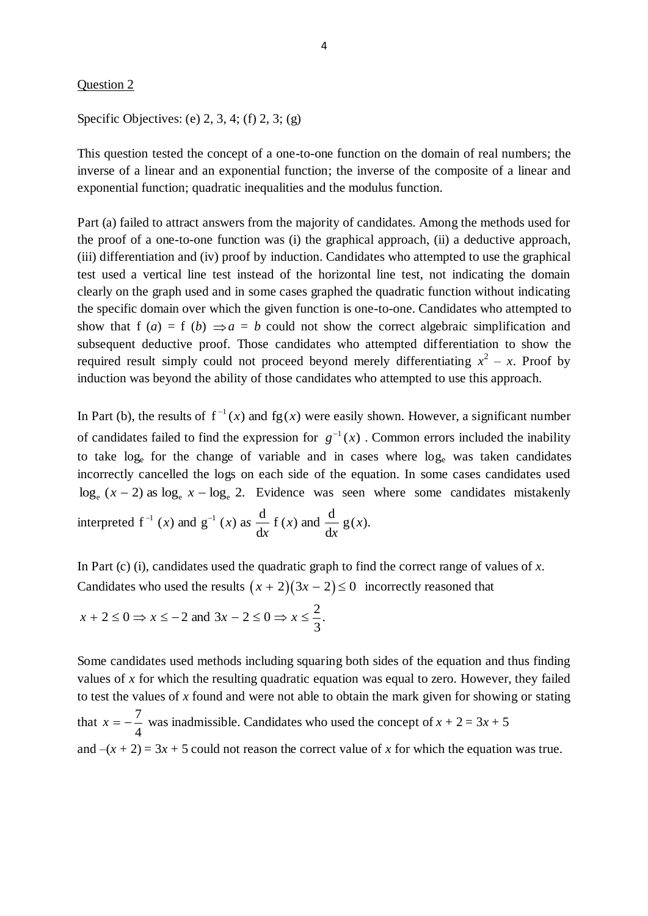Question 2

Specific Objectives: (e) 2, 3, 4; (f) 2, 3; (g)

This question tested the concept of a one-to-one function on the domain of real numbers; the inverse of a linear and an exponential function; the inverse of the composite of a linear and exponential function; quadratic inequalities and the modulus function.

Part (a) failed to attract answers from the majority of candidates. Among the methods used for the proof of a one-to-one function was (i) the graphical approach, (ii) a deductive approach, (iii) differentiation and (iv) proof by induction. Candidates who attempted to use the graphical test used a vertical line test instead of the horizontal line test, not indicating the domain clearly on the graph used and in some cases graphed the quadratic function without indicating the specific domain over which the given function is one-to-one. Candidates who attempted to show that $f(a) = f(b) \Rightarrow a = b$ could not show the correct algebraic simplification and subsequent deductive proof. Those candidates who attempted differentiation to show the required result simply could not proceed beyond merely differentiating $x^2 - x$. Proof by induction was beyond the ability of those candidates who attempted to use this approach.

In Part (b), the results of $f^{-1}(x)$ and $fg(x)$ were easily shown. However, a significant number of candidates failed to find the expression for $g^{-1}(x)$. Common errors included the inability to take $\log_e$ for the change of variable and in cases where $\log_e$ was taken candidates incorrectly cancelled the logs on each side of the equation. In some cases candidates used $\log_e (x - 2)$ as $\log_e x - \log_e 2$. Evidence was seen where some candidates mistakenly interpreted $f^{-1}(x)$ and $g^{-1}(x)$ as $\frac{d}{dx} f(x)$ and $\frac{d}{dx} g(x)$.

In Part (c) (i), candidates used the quadratic graph to find the correct range of values of $x$. Candidates who used the results $(x + 2)(3x - 2) \leq 0$ incorrectly reasoned that

$x + 2 \leq 0 \Rightarrow x \leq -2$ and $3x - 2 \leq 0 \Rightarrow x \leq \frac{2}{3}$.

Some candidates used methods including squaring both sides of the equation and thus finding values of $x$ for which the resulting quadratic equation was equal to zero. However, they failed to test the values of $x$ found and were not able to obtain the mark given for showing or stating that $x = -\frac{7}{4}$ was inadmissible. Candidates who used the concept of $x + 2 = 3x + 5$ and $-(x + 2) = 3x + 5$ could not reason the correct value of $x$ for which the equation was true.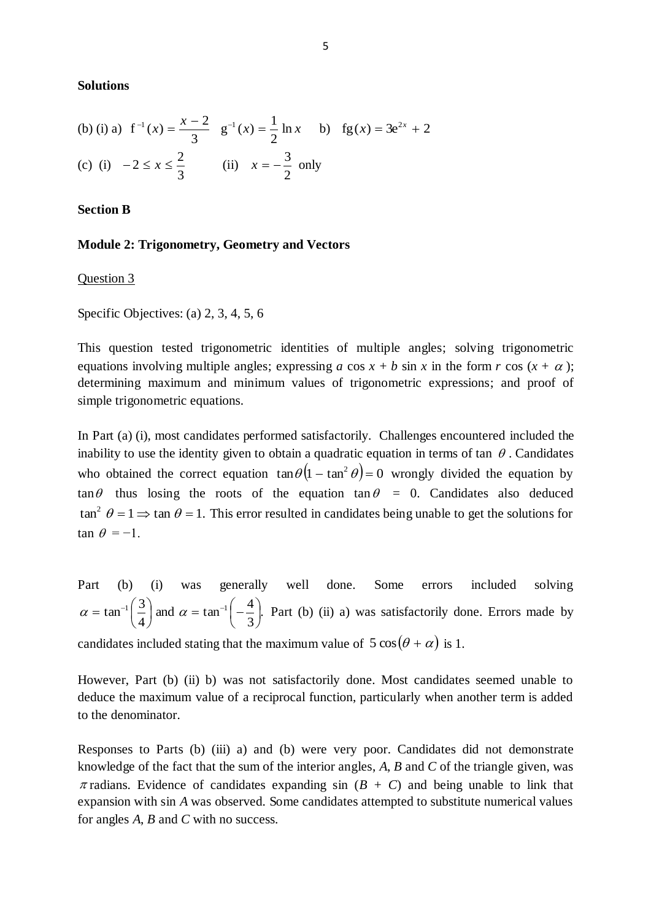**Solutions**

(b) (i) a) $f^{-1}(x) = \dfrac{x-2}{3}$ $g^{-1}(x) = \dfrac{1}{2}\ln x$ b) $fg(x) = 3e^{2x} + 2$

(c) (i) $-2 \le x \le \dfrac{2}{3}$ (ii) $x = -\dfrac{3}{2}$ only

**Section B**

**Module 2: Trigonometry, Geometry and Vectors**

Question 3

Specific Objectives: (a) 2, 3, 4, 5, 6

This question tested trigonometric identities of multiple angles; solving trigonometric equations involving multiple angles; expressing $a \cos x + b \sin x$ in the form $r \cos (x + \alpha)$; determining maximum and minimum values of trigonometric expressions; and proof of simple trigonometric equations.

In Part (a) (i), most candidates performed satisfactorily. Challenges encountered included the inability to use the identity given to obtain a quadratic equation in terms of $\tan \theta$. Candidates who obtained the correct equation $\tan\theta(1 - \tan^2\theta) = 0$ wrongly divided the equation by $\tan\theta$ thus losing the roots of the equation $\tan\theta = 0$. Candidates also deduced $\tan^2 \theta = 1 \Rightarrow \tan \theta = 1$. This error resulted in candidates being unable to get the solutions for $\tan \theta = -1$.

Part (b) (i) was generally well done. Some errors included solving $\alpha = \tan^{-1}\left(\dfrac{3}{4}\right)$ and $\alpha = \tan^{-1}\left(-\dfrac{4}{3}\right)$. Part (b) (ii) a) was satisfactorily done. Errors made by candidates included stating that the maximum value of $5\cos(\theta + \alpha)$ is 1.

However, Part (b) (ii) b) was not satisfactorily done. Most candidates seemed unable to deduce the maximum value of a reciprocal function, particularly when another term is added to the denominator.

Responses to Parts (b) (iii) a) and (b) were very poor. Candidates did not demonstrate knowledge of the fact that the sum of the interior angles, *A*, *B* and *C* of the triangle given, was $\pi$ radians. Evidence of candidates expanding $\sin (B + C)$ and being unable to link that expansion with $\sin A$ was observed. Some candidates attempted to substitute numerical values for angles *A*, *B* and *C* with no success.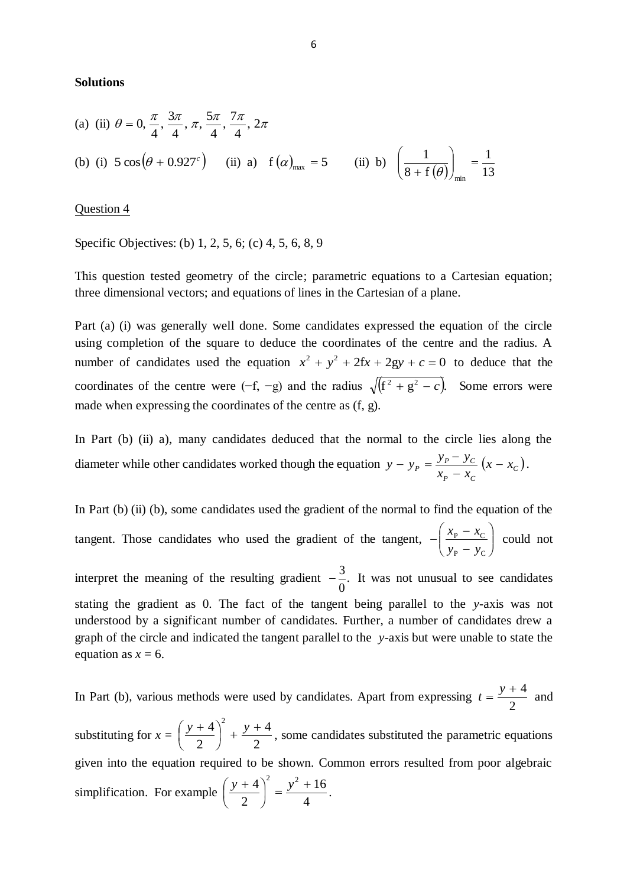**Solutions**

(a) (ii) $\theta = 0, \frac{\pi}{4}, \frac{3\pi}{4}, \pi, \frac{5\pi}{4}, \frac{7\pi}{4}, 2\pi$

(b) (i) $5\cos\left(\theta + 0.927^c\right)$ (ii) a) $f\left(\alpha\right)_{\max} = 5$ (ii) b) $\left(\frac{1}{8 + f\left(\theta\right)}\right)_{\min} = \frac{1}{13}$

Question 4

Specific Objectives: (b) 1, 2, 5, 6; (c) 4, 5, 6, 8, 9

This question tested geometry of the circle; parametric equations to a Cartesian equation; three dimensional vectors; and equations of lines in the Cartesian of a plane.

Part (a) (i) was generally well done. Some candidates expressed the equation of the circle using completion of the square to deduce the coordinates of the centre and the radius. A number of candidates used the equation $x^2 + y^2 + 2fx + 2gy + c = 0$ to deduce that the coordinates of the centre were (−f, −g) and the radius $\sqrt{\left(f^2 + g^2 - c\right)}$. Some errors were made when expressing the coordinates of the centre as (f, g).

In Part (b) (ii) a), many candidates deduced that the normal to the circle lies along the diameter while other candidates worked though the equation $y - y_P = \frac{y_P - y_C}{x_P - x_C}\left(x - x_C\right)$.

In Part (b) (ii) (b), some candidates used the gradient of the normal to find the equation of the tangent. Those candidates who used the gradient of the tangent, $-\left(\frac{x_P - x_C}{y_P - y_C}\right)$ could not interpret the meaning of the resulting gradient $-\frac{3}{0}$. It was not unusual to see candidates stating the gradient as 0. The fact of the tangent being parallel to the $y$-axis was not understood by a significant number of candidates. Further, a number of candidates drew a graph of the circle and indicated the tangent parallel to the $y$-axis but were unable to state the equation as $x = 6$.

In Part (b), various methods were used by candidates. Apart from expressing $t = \frac{y+4}{2}$ and substituting for $x = \left(\frac{y+4}{2}\right)^2 + \frac{y+4}{2}$, some candidates substituted the parametric equations given into the equation required to be shown. Common errors resulted from poor algebraic simplification. For example $\left(\frac{y+4}{2}\right)^2 = \frac{y^2 + 16}{4}$.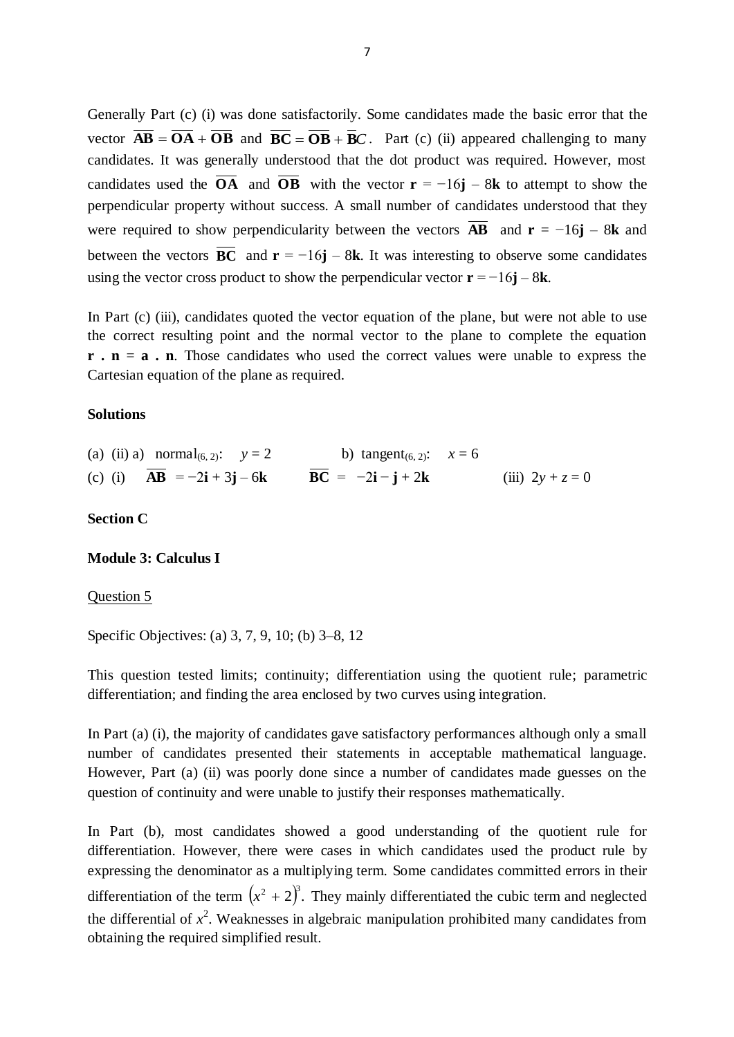Generally Part (c) (i) was done satisfactorily. Some candidates made the basic error that the vector $\overline{\mathbf{AB}} = \overline{\mathbf{OA}} + \overline{\mathbf{OB}}$ and $\overline{\mathbf{BC}} = \overline{\mathbf{OB}} + \overline{\mathbf{B}}C$. Part (c) (ii) appeared challenging to many candidates. It was generally understood that the dot product was required. However, most candidates used the $\overline{\mathbf{OA}}$ and $\overline{\mathbf{OB}}$ with the vector $\mathbf{r} = -16\mathbf{j} - 8\mathbf{k}$ to attempt to show the perpendicular property without success. A small number of candidates understood that they were required to show perpendicularity between the vectors $\overline{\mathbf{AB}}$ and $\mathbf{r} = -16\mathbf{j} - 8\mathbf{k}$ and between the vectors $\overline{\mathbf{BC}}$ and $\mathbf{r} = -16\mathbf{j} - 8\mathbf{k}$. It was interesting to observe some candidates using the vector cross product to show the perpendicular vector $\mathbf{r} = -16\mathbf{j} - 8\mathbf{k}$.

In Part (c) (iii), candidates quoted the vector equation of the plane, but were not able to use the correct resulting point and the normal vector to the plane to complete the equation $\mathbf{r} \cdot \mathbf{n} = \mathbf{a} \cdot \mathbf{n}$. Those candidates who used the correct values were unable to express the Cartesian equation of the plane as required.

**Solutions**

(a) (ii) a) normal$_{(6,\,2)}$: $y = 2$ b) tangent$_{(6,\,2)}$: $x = 6$

(c) (i) $\overline{\mathbf{AB}} = -2\mathbf{i} + 3\mathbf{j} - 6\mathbf{k}$ $\overline{\mathbf{BC}} = -2\mathbf{i} - \mathbf{j} + 2\mathbf{k}$ (iii) $2y + z = 0$

**Section C**

**Module 3: Calculus I**

Question 5

Specific Objectives: (a) 3, 7, 9, 10; (b) 3–8, 12

This question tested limits; continuity; differentiation using the quotient rule; parametric differentiation; and finding the area enclosed by two curves using integration.

In Part (a) (i), the majority of candidates gave satisfactory performances although only a small number of candidates presented their statements in acceptable mathematical language. However, Part (a) (ii) was poorly done since a number of candidates made guesses on the question of continuity and were unable to justify their responses mathematically.

In Part (b), most candidates showed a good understanding of the quotient rule for differentiation. However, there were cases in which candidates used the product rule by expressing the denominator as a multiplying term. Some candidates committed errors in their differentiation of the term $(x^2 + 2)^3$. They mainly differentiated the cubic term and neglected the differential of $x^2$. Weaknesses in algebraic manipulation prohibited many candidates from obtaining the required simplified result.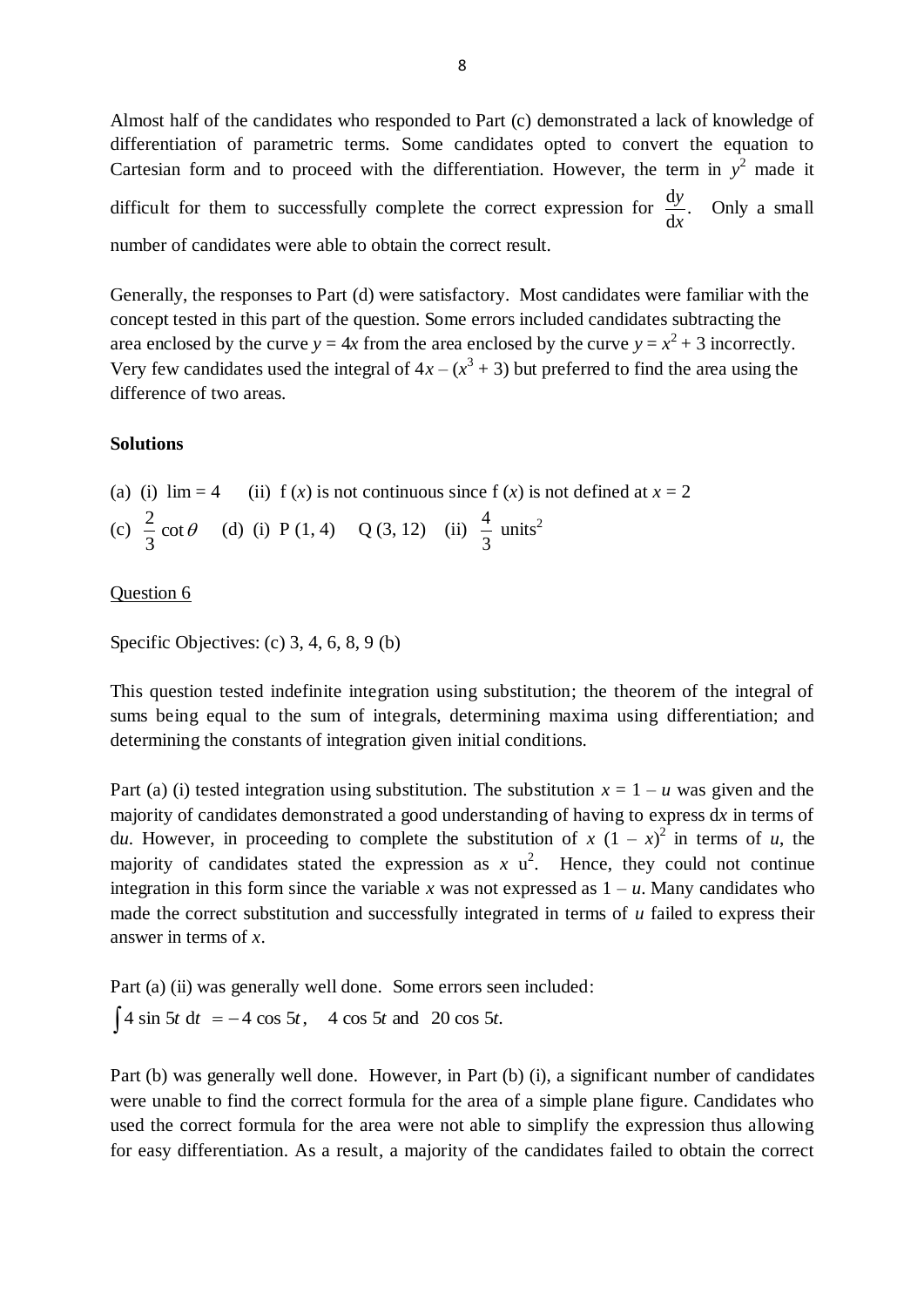Almost half of the candidates who responded to Part (c) demonstrated a lack of knowledge of differentiation of parametric terms. Some candidates opted to convert the equation to Cartesian form and to proceed with the differentiation. However, the term in $y^2$ made it difficult for them to successfully complete the correct expression for $\frac{dy}{dx}$. Only a small number of candidates were able to obtain the correct result.

Generally, the responses to Part (d) were satisfactory. Most candidates were familiar with the concept tested in this part of the question. Some errors included candidates subtracting the area enclosed by the curve $y = 4x$ from the area enclosed by the curve $y = x^2 + 3$ incorrectly. Very few candidates used the integral of $4x - (x^3 + 3)$ but preferred to find the area using the difference of two areas.

**Solutions**

(a) (i) lim = 4 (ii) f ($x$) is not continuous since f ($x$) is not defined at $x = 2$

(c) $\frac{2}{3} \cot \theta$ (d) (i) P (1, 4) Q (3, 12) (ii) $\frac{4}{3}$ units$^2$

Question 6

Specific Objectives: (c) 3, 4, 6, 8, 9 (b)

This question tested indefinite integration using substitution; the theorem of the integral of sums being equal to the sum of integrals, determining maxima using differentiation; and determining the constants of integration given initial conditions.

Part (a) (i) tested integration using substitution. The substitution $x = 1 - u$ was given and the majority of candidates demonstrated a good understanding of having to express d$x$ in terms of d$u$. However, in proceeding to complete the substitution of $x\ (1 - x)^2$ in terms of $u$, the majority of candidates stated the expression as $x\ u^2$. Hence, they could not continue integration in this form since the variable $x$ was not expressed as $1 - u$. Many candidates who made the correct substitution and successfully integrated in terms of $u$ failed to express their answer in terms of $x$.

Part (a) (ii) was generally well done. Some errors seen included:

$\int 4 \sin 5t \, dt = -4 \cos 5t$, $4 \cos 5t$ and $20 \cos 5t$.

Part (b) was generally well done. However, in Part (b) (i), a significant number of candidates were unable to find the correct formula for the area of a simple plane figure. Candidates who used the correct formula for the area were not able to simplify the expression thus allowing for easy differentiation. As a result, a majority of the candidates failed to obtain the correct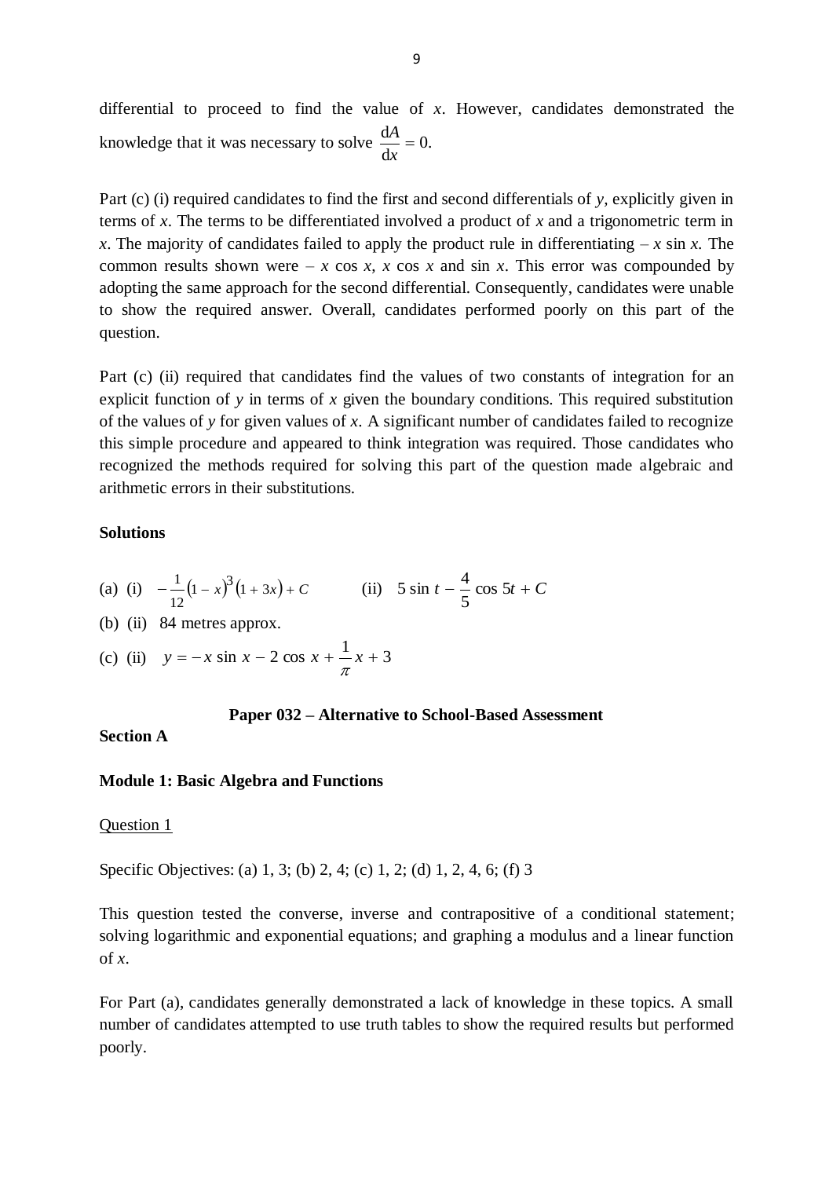differential to proceed to find the value of $x$. However, candidates demonstrated the knowledge that it was necessary to solve $\frac{\mathrm{d}A}{\mathrm{d}x} = 0$.

Part (c) (i) required candidates to find the first and second differentials of $y$, explicitly given in terms of $x$. The terms to be differentiated involved a product of $x$ and a trigonometric term in $x$. The majority of candidates failed to apply the product rule in differentiating $-x \sin x$. The common results shown were $-x \cos x$, $x \cos x$ and $\sin x$. This error was compounded by adopting the same approach for the second differential. Consequently, candidates were unable to show the required answer. Overall, candidates performed poorly on this part of the question.

Part (c) (ii) required that candidates find the values of two constants of integration for an explicit function of $y$ in terms of $x$ given the boundary conditions. This required substitution of the values of $y$ for given values of $x$. A significant number of candidates failed to recognize this simple procedure and appeared to think integration was required. Those candidates who recognized the methods required for solving this part of the question made algebraic and arithmetic errors in their substitutions.

**Solutions**

(a) (i) $-\frac{1}{12}(1-x)^3(1+3x) + C$ (ii) $5 \sin t - \frac{4}{5} \cos 5t + C$

(b) (ii) 84 metres approx.

(c) (ii) $y = -x \sin x - 2 \cos x + \frac{1}{\pi} x + 3$

## Paper 032 – Alternative to School-Based Assessment

**Section A**

**Module 1: Basic Algebra and Functions**

Question 1

Specific Objectives: (a) 1, 3; (b) 2, 4; (c) 1, 2; (d) 1, 2, 4, 6; (f) 3

This question tested the converse, inverse and contrapositive of a conditional statement; solving logarithmic and exponential equations; and graphing a modulus and a linear function of $x$.

For Part (a), candidates generally demonstrated a lack of knowledge in these topics. A small number of candidates attempted to use truth tables to show the required results but performed poorly.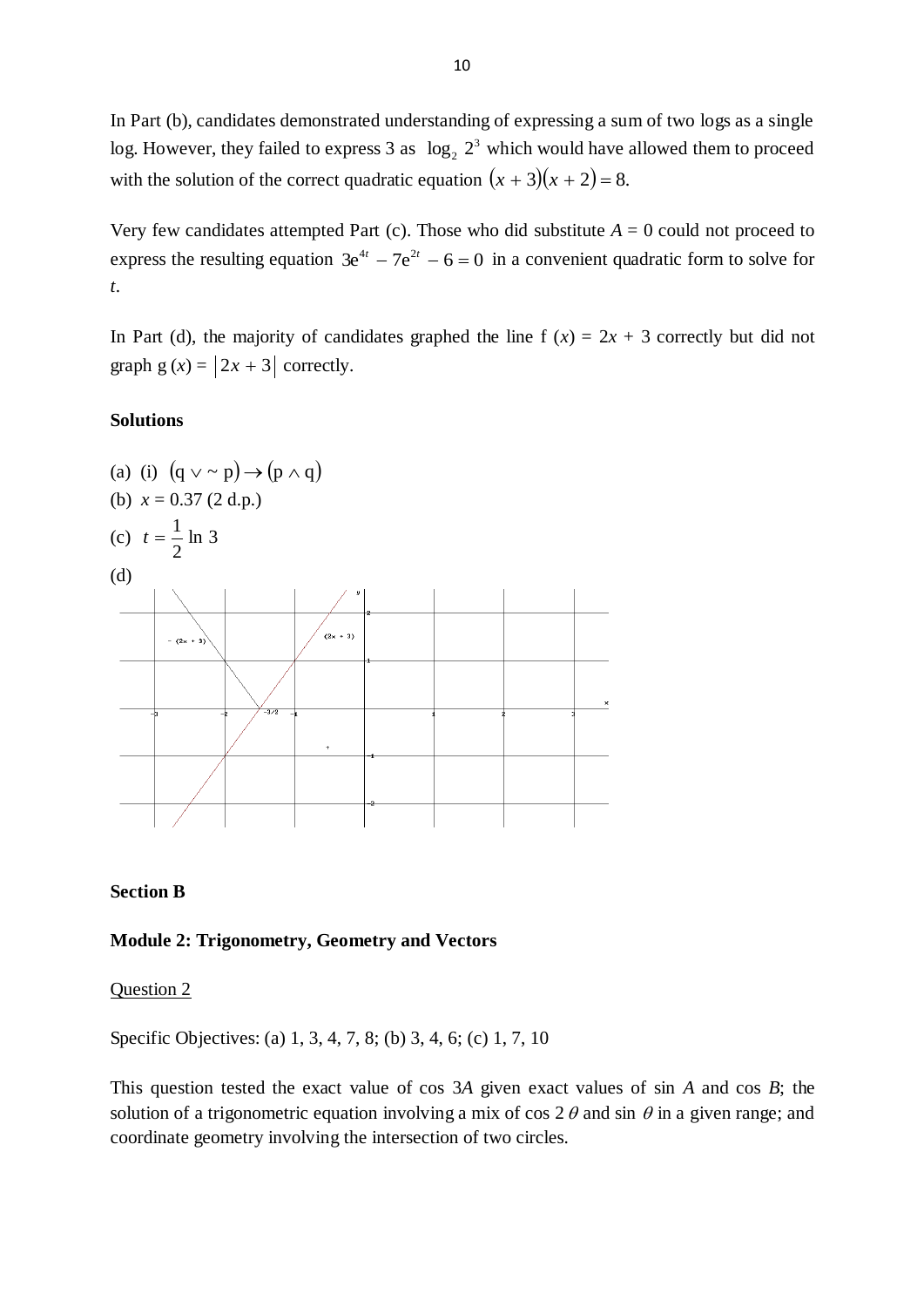In Part (b), candidates demonstrated understanding of expressing a sum of two logs as a single log. However, they failed to express 3 as $\log_2 2^3$ which would have allowed them to proceed with the solution of the correct quadratic equation $(x+3)(x+2) = 8$.

Very few candidates attempted Part (c). Those who did substitute $A = 0$ could not proceed to express the resulting equation $3e^{4t} - 7e^{2t} - 6 = 0$ in a convenient quadratic form to solve for $t$.

In Part (d), the majority of candidates graphed the line f $(x) = 2x + 3$ correctly but did not graph g $(x) = |2x+3|$ correctly.

**Solutions**

(a) (i) $(q \vee \sim p) \rightarrow (p \wedge q)$

(b) $x = 0.37$ (2 d.p.)

(c) $t = \dfrac{1}{2} \ln 3$

(d)

**Section B**

**Module 2: Trigonometry, Geometry and Vectors**

Question 2

Specific Objectives: (a) 1, 3, 4, 7, 8; (b) 3, 4, 6; (c) 1, 7, 10

This question tested the exact value of cos 3*A* given exact values of sin *A* and cos *B*; the solution of a trigonometric equation involving a mix of cos 2 $\theta$ and sin $\theta$ in a given range; and coordinate geometry involving the intersection of two circles.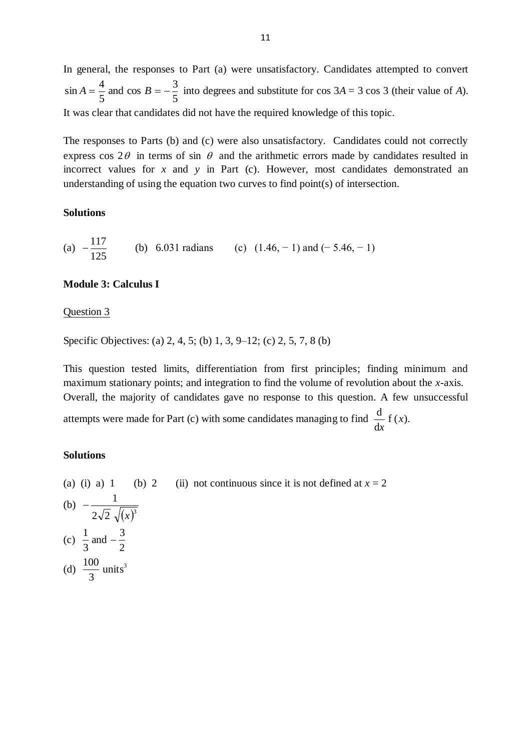In general, the responses to Part (a) were unsatisfactory. Candidates attempted to convert $\sin A = \frac{4}{5}$ and $\cos B = -\frac{3}{5}$ into degrees and substitute for $\cos 3A = 3 \cos 3$ (their value of $A$). It was clear that candidates did not have the required knowledge of this topic.

The responses to Parts (b) and (c) were also unsatisfactory. Candidates could not correctly express $\cos 2\theta$ in terms of $\sin \theta$ and the arithmetic errors made by candidates resulted in incorrect values for $x$ and $y$ in Part (c). However, most candidates demonstrated an understanding of using the equation two curves to find point(s) of intersection.

**Solutions**

(a) $-\frac{117}{125}$  (b) 6.031 radians  (c) $(1.46, -1)$ and $(-5.46, -1)$

**Module 3: Calculus I**

<u>Question 3</u>

Specific Objectives: (a) 2, 4, 5; (b) 1, 3, 9–12; (c) 2, 5, 7, 8 (b)

This question tested limits, differentiation from first principles; finding minimum and maximum stationary points; and integration to find the volume of revolution about the $x$-axis. Overall, the majority of candidates gave no response to this question. A few unsuccessful attempts were made for Part (c) with some candidates managing to find $\frac{\mathrm{d}}{\mathrm{d}x} \mathrm{f}(x)$.

**Solutions**

(a) (i) a) 1  (b) 2  (ii) not continuous since it is not defined at $x = 2$

(b) $-\frac{1}{2\sqrt{2}\,\sqrt{(x)^3}}$

(c) $\frac{1}{3}$ and $-\frac{3}{2}$

(d) $\frac{100}{3}$ units$^3$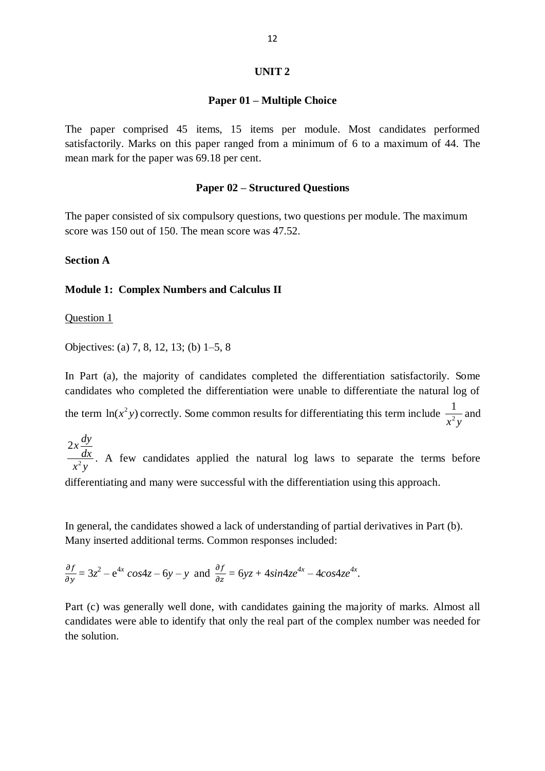## UNIT 2

### Paper 01 – Multiple Choice

The paper comprised 45 items, 15 items per module. Most candidates performed satisfactorily. Marks on this paper ranged from a minimum of 6 to a maximum of 44. The mean mark for the paper was 69.18 per cent.

### Paper 02 – Structured Questions

The paper consisted of six compulsory questions, two questions per module. The maximum score was 150 out of 150. The mean score was 47.52.

**Section A**

**Module 1: Complex Numbers and Calculus II**

Question 1

Objectives: (a) 7, 8, 12, 13; (b) 1–5, 8

In Part (a), the majority of candidates completed the differentiation satisfactorily. Some candidates who completed the differentiation were unable to differentiate the natural log of the term $\ln(x^2 y)$ correctly. Some common results for differentiating this term include $\frac{1}{x^2 y}$ and $\frac{2x\frac{dy}{dx}}{x^2 y}$. A few candidates applied the natural log laws to separate the terms before differentiating and many were successful with the differentiation using this approach.

In general, the candidates showed a lack of understanding of partial derivatives in Part (b). Many inserted additional terms. Common responses included:

$\frac{\partial f}{\partial y} = 3z^2 - e^{4x} \cos 4z - 6y - y$ and $\frac{\partial f}{\partial z} = 6yz + 4\sin 4ze^{4x} - 4\cos 4ze^{4x}$.

Part (c) was generally well done, with candidates gaining the majority of marks. Almost all candidates were able to identify that only the real part of the complex number was needed for the solution.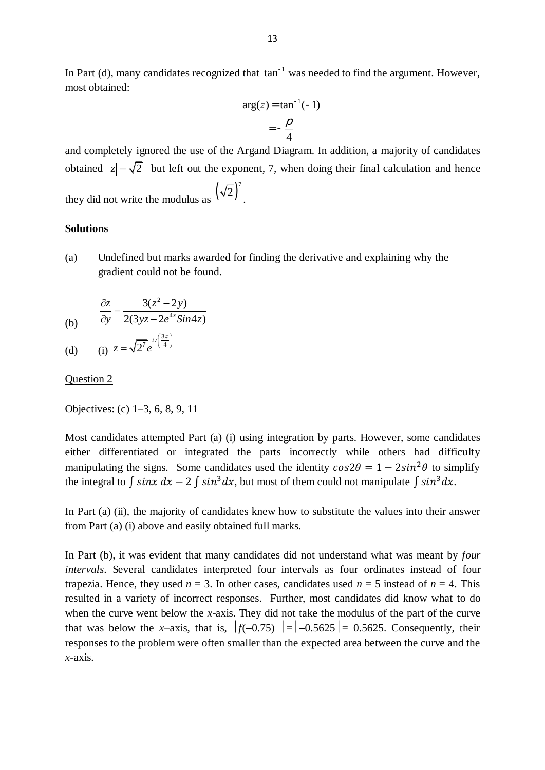In Part (d), many candidates recognized that $\tan^{-1}$ was needed to find the argument. However, most obtained:

$$\arg(z) = \tan^{-1}(-1)$$
$$= -\frac{\pi}{4}$$

and completely ignored the use of the Argand Diagram. In addition, a majority of candidates obtained $|z| = \sqrt{2}$ but left out the exponent, 7, when doing their final calculation and hence they did not write the modulus as $\left(\sqrt{2}\right)^7$.

**Solutions**

(a) Undefined but marks awarded for finding the derivative and explaining why the gradient could not be found.

(b) $$\frac{\partial z}{\partial y} = \frac{3(z^2 - 2y)}{2(3yz - 2e^{4x} Sin 4z)}$$

(d) (i) $z = \sqrt{2}^7 e^{i7\left(\frac{3\pi}{4}\right)}$

Question 2

Objectives: (c) 1–3, 6, 8, 9, 11

Most candidates attempted Part (a) (i) using integration by parts. However, some candidates either differentiated or integrated the parts incorrectly while others had difficulty manipulating the signs. Some candidates used the identity $cos 2\theta = 1 - 2sin^2\theta$ to simplify the integral to $\int sinx\,dx - 2\int sin^3 dx$, but most of them could not manipulate $\int sin^3 dx$.

In Part (a) (ii), the majority of candidates knew how to substitute the values into their answer from Part (a) (i) above and easily obtained full marks.

In Part (b), it was evident that many candidates did not understand what was meant by *four intervals*. Several candidates interpreted four intervals as four ordinates instead of four trapezia. Hence, they used $n = 3$. In other cases, candidates used $n = 5$ instead of $n = 4$. This resulted in a variety of incorrect responses. Further, most candidates did know what to do when the curve went below the $x$-axis. They did not take the modulus of the part of the curve that was below the $x$–axis, that is, $|f(-0.75)| = |-0.5625| = 0.5625$. Consequently, their responses to the problem were often smaller than the expected area between the curve and the $x$-axis.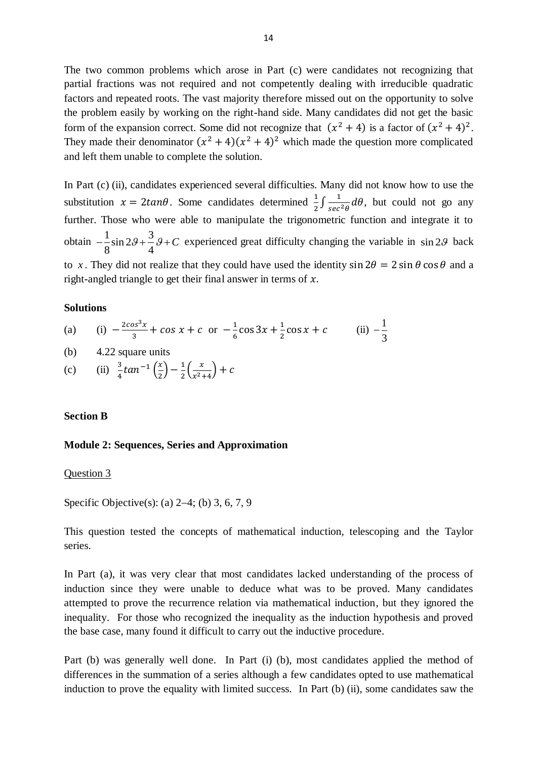The two common problems which arose in Part (c) were candidates not recognizing that partial fractions was not required and not competently dealing with irreducible quadratic factors and repeated roots. The vast majority therefore missed out on the opportunity to solve the problem easily by working on the right-hand side. Many candidates did not get the basic form of the expansion correct. Some did not recognize that $(x^2 + 4)$ is a factor of $(x^2 + 4)^2$. They made their denominator $(x^2 + 4)(x^2 + 4)^2$ which made the question more complicated and left them unable to complete the solution.

In Part (c) (ii), candidates experienced several difficulties. Many did not know how to use the substitution $x = 2tan\theta$. Some candidates determined $\frac{1}{2}\int \frac{1}{sec^2\theta}d\theta$, but could not go any further. Those who were able to manipulate the trigonometric function and integrate it to obtain $-\frac{1}{8}\sin 2\vartheta + \frac{3}{4}\vartheta + C$ experienced great difficulty changing the variable in $\sin 2\vartheta$ back to $x$. They did not realize that they could have used the identity $\sin 2\theta = 2\sin\theta\cos\theta$ and a right-angled triangle to get their final answer in terms of $x$.

**Solutions**

(a) (i) $-\frac{2cos^3x}{3} + cos\ x + c$ or $-\frac{1}{6}\cos 3x + \frac{1}{2}\cos x + c$ (ii) $-\frac{1}{3}$

(b) 4.22 square units

(c) (ii) $\frac{3}{4}tan^{-1}\left(\frac{x}{2}\right) - \frac{1}{2}\left(\frac{x}{x^2+4}\right) + c$

**Section B**

**Module 2: Sequences, Series and Approximation**

Question 3

Specific Objective(s): (a) 2–4; (b) 3, 6, 7, 9

This question tested the concepts of mathematical induction, telescoping and the Taylor series.

In Part (a), it was very clear that most candidates lacked understanding of the process of induction since they were unable to deduce what was to be proved. Many candidates attempted to prove the recurrence relation via mathematical induction, but they ignored the inequality. For those who recognized the inequality as the induction hypothesis and proved the base case, many found it difficult to carry out the inductive procedure.

Part (b) was generally well done. In Part (i) (b), most candidates applied the method of differences in the summation of a series although a few candidates opted to use mathematical induction to prove the equality with limited success. In Part (b) (ii), some candidates saw the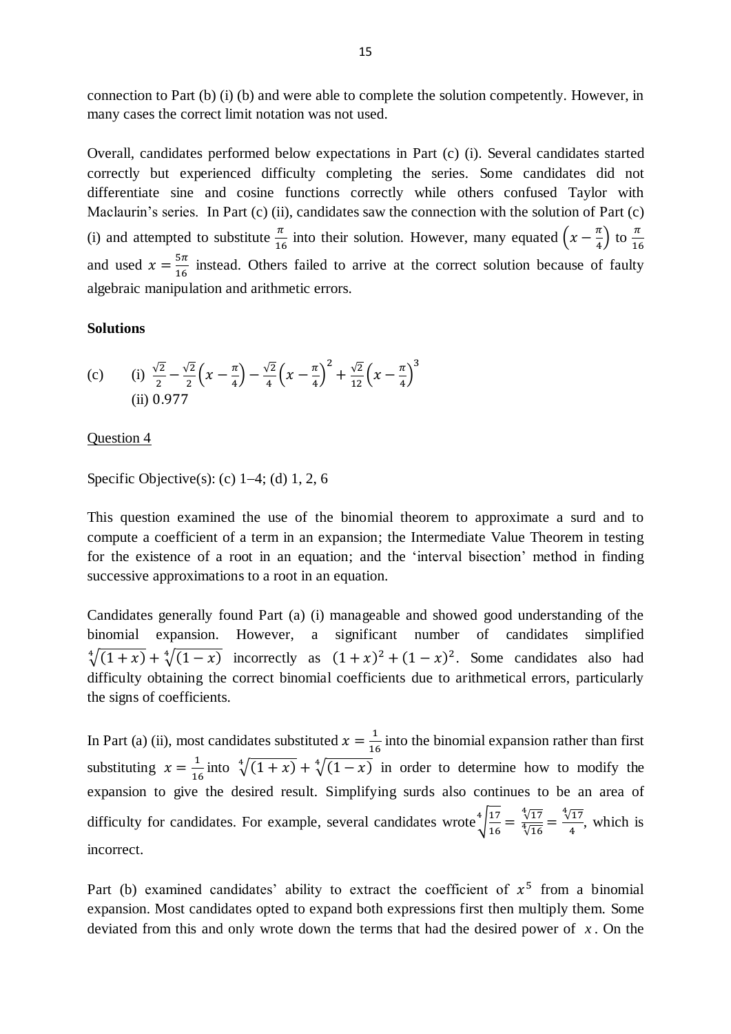connection to Part (b) (i) (b) and were able to complete the solution competently. However, in many cases the correct limit notation was not used.

Overall, candidates performed below expectations in Part (c) (i). Several candidates started correctly but experienced difficulty completing the series. Some candidates did not differentiate sine and cosine functions correctly while others confused Taylor with Maclaurin's series. In Part (c) (ii), candidates saw the connection with the solution of Part (c) (i) and attempted to substitute $\frac{\pi}{16}$ into their solution. However, many equated $\left(x - \frac{\pi}{4}\right)$ to $\frac{\pi}{16}$ and used $x = \frac{5\pi}{16}$ instead. Others failed to arrive at the correct solution because of faulty algebraic manipulation and arithmetic errors.

**Solutions**

(c) (i) $\frac{\sqrt{2}}{2} - \frac{\sqrt{2}}{2}\left(x - \frac{\pi}{4}\right) - \frac{\sqrt{2}}{4}\left(x - \frac{\pi}{4}\right)^2 + \frac{\sqrt{2}}{12}\left(x - \frac{\pi}{4}\right)^3$

(ii) 0.977

Question 4

Specific Objective(s): (c) 1–4; (d) 1, 2, 6

This question examined the use of the binomial theorem to approximate a surd and to compute a coefficient of a term in an expansion; the Intermediate Value Theorem in testing for the existence of a root in an equation; and the 'interval bisection' method in finding successive approximations to a root in an equation.

Candidates generally found Part (a) (i) manageable and showed good understanding of the binomial expansion. However, a significant number of candidates simplified $\sqrt[4]{(1+x)} + \sqrt[4]{(1-x)}$ incorrectly as $(1+x)^2 + (1-x)^2$. Some candidates also had difficulty obtaining the correct binomial coefficients due to arithmetical errors, particularly the signs of coefficients.

In Part (a) (ii), most candidates substituted $x = \frac{1}{16}$ into the binomial expansion rather than first substituting $x = \frac{1}{16}$ into $\sqrt[4]{(1+x)} + \sqrt[4]{(1-x)}$ in order to determine how to modify the expansion to give the desired result. Simplifying surds also continues to be an area of difficulty for candidates. For example, several candidates wrote $\sqrt[4]{\frac{17}{16}} = \frac{\sqrt[4]{17}}{\sqrt[4]{16}} = \frac{\sqrt[4]{17}}{4}$, which is incorrect.

Part (b) examined candidates' ability to extract the coefficient of $x^5$ from a binomial expansion. Most candidates opted to expand both expressions first then multiply them. Some deviated from this and only wrote down the terms that had the desired power of $x$. On the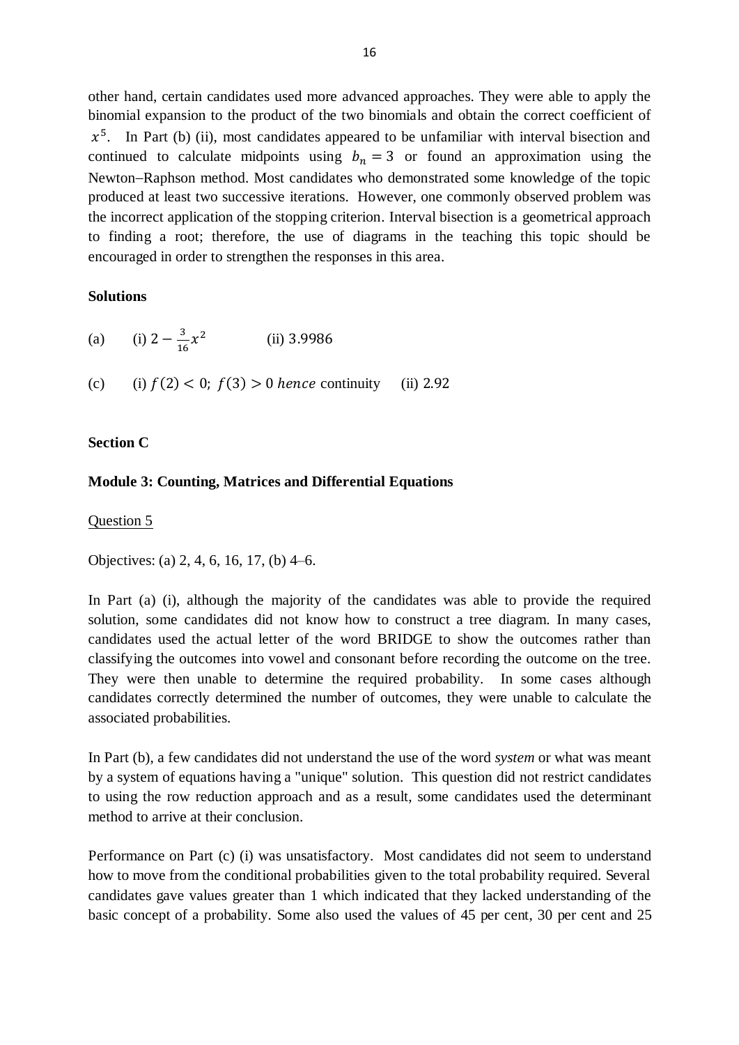other hand, certain candidates used more advanced approaches. They were able to apply the binomial expansion to the product of the two binomials and obtain the correct coefficient of $x^5$. In Part (b) (ii), most candidates appeared to be unfamiliar with interval bisection and continued to calculate midpoints using $b_n = 3$ or found an approximation using the Newton–Raphson method. Most candidates who demonstrated some knowledge of the topic produced at least two successive iterations. However, one commonly observed problem was the incorrect application of the stopping criterion. Interval bisection is a geometrical approach to finding a root; therefore, the use of diagrams in the teaching this topic should be encouraged in order to strengthen the responses in this area.

**Solutions**

(a) (i) $2 - \frac{3}{16}x^2$ (ii) 3.9986

(c) (i) $f(2) < 0$; $f(3) > 0$ *hence* continuity (ii) 2.92

**Section C**

**Module 3: Counting, Matrices and Differential Equations**

Question 5

Objectives: (a) 2, 4, 6, 16, 17, (b) 4–6.

In Part (a) (i), although the majority of the candidates was able to provide the required solution, some candidates did not know how to construct a tree diagram. In many cases, candidates used the actual letter of the word BRIDGE to show the outcomes rather than classifying the outcomes into vowel and consonant before recording the outcome on the tree. They were then unable to determine the required probability. In some cases although candidates correctly determined the number of outcomes, they were unable to calculate the associated probabilities.

In Part (b), a few candidates did not understand the use of the word *system* or what was meant by a system of equations having a "unique" solution. This question did not restrict candidates to using the row reduction approach and as a result, some candidates used the determinant method to arrive at their conclusion.

Performance on Part (c) (i) was unsatisfactory. Most candidates did not seem to understand how to move from the conditional probabilities given to the total probability required. Several candidates gave values greater than 1 which indicated that they lacked understanding of the basic concept of a probability. Some also used the values of 45 per cent, 30 per cent and 25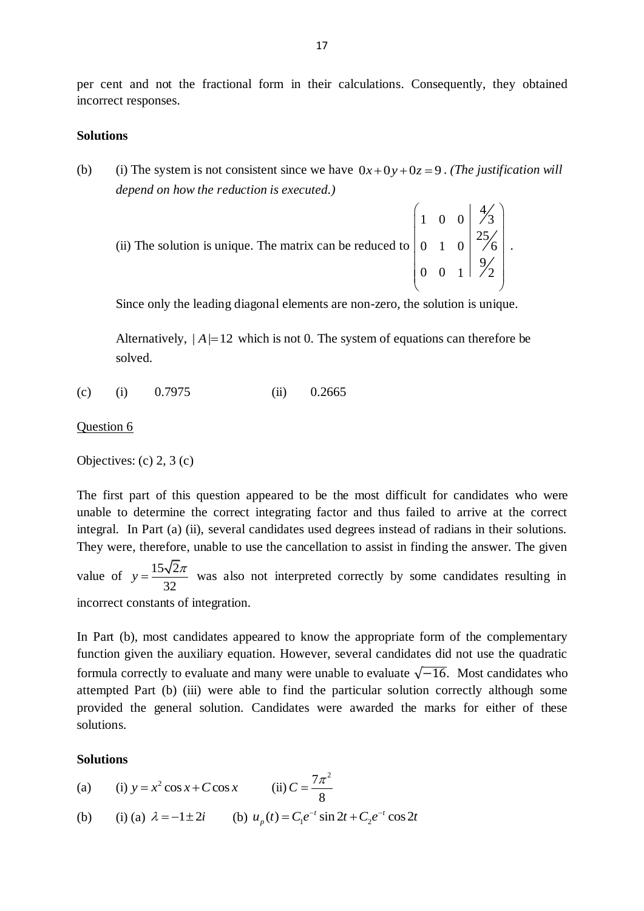per cent and not the fractional form in their calculations. Consequently, they obtained incorrect responses.

**Solutions**

(b) (i) The system is not consistent since we have $0x+0y+0z=9$. *(The justification will depend on how the reduction is executed.)*

(ii) The solution is unique. The matrix can be reduced to $\left(\begin{array}{ccc|c} 1 & 0 & 0 & 4/3 \\ 0 & 1 & 0 & 25/6 \\ 0 & 0 & 1 & 9/2 \end{array}\right)$.

Since only the leading diagonal elements are non-zero, the solution is unique.

Alternatively, $|A|=12$ which is not 0. The system of equations can therefore be solved.

(c) (i) 0.7975 (ii) 0.2665

<u>Question 6</u>

Objectives: (c) 2, 3 (c)

The first part of this question appeared to be the most difficult for candidates who were unable to determine the correct integrating factor and thus failed to arrive at the correct integral. In Part (a) (ii), several candidates used degrees instead of radians in their solutions. They were, therefore, unable to use the cancellation to assist in finding the answer. The given value of $y=\frac{15\sqrt{2}\pi}{32}$ was also not interpreted correctly by some candidates resulting in incorrect constants of integration.

In Part (b), most candidates appeared to know the appropriate form of the complementary function given the auxiliary equation. However, several candidates did not use the quadratic formula correctly to evaluate and many were unable to evaluate $\sqrt{-16}$. Most candidates who attempted Part (b) (iii) were able to find the particular solution correctly although some provided the general solution. Candidates were awarded the marks for either of these solutions.

**Solutions**

(a) (i) $y = x^2 \cos x + C\cos x$ (ii) $C=\frac{7\pi^2}{8}$

(b) (i) (a) $\lambda = -1 \pm 2i$ (b) $u_p(t) = C_1 e^{-t}\sin 2t + C_2 e^{-t}\cos 2t$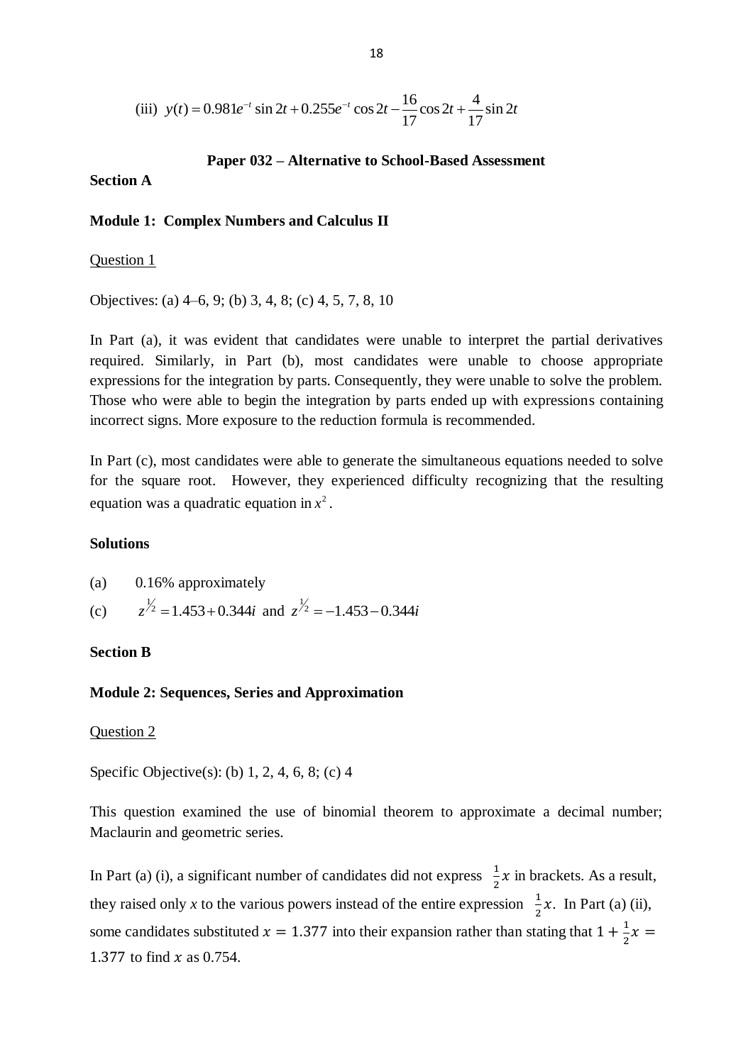(iii) $y(t) = 0.981e^{-t}\sin 2t + 0.255e^{-t}\cos 2t - \frac{16}{17}\cos 2t + \frac{4}{17}\sin 2t$

**Paper 032 – Alternative to School-Based Assessment**

**Section A**

**Module 1: Complex Numbers and Calculus II**

Question 1

Objectives: (a) 4–6, 9; (b) 3, 4, 8; (c) 4, 5, 7, 8, 10

In Part (a), it was evident that candidates were unable to interpret the partial derivatives required. Similarly, in Part (b), most candidates were unable to choose appropriate expressions for the integration by parts. Consequently, they were unable to solve the problem. Those who were able to begin the integration by parts ended up with expressions containing incorrect signs. More exposure to the reduction formula is recommended.

In Part (c), most candidates were able to generate the simultaneous equations needed to solve for the square root. However, they experienced difficulty recognizing that the resulting equation was a quadratic equation in $x^2$.

**Solutions**

(a) 0.16% approximately

(c) $z^{1/2} = 1.453 + 0.344i$ and $z^{1/2} = -1.453 - 0.344i$

**Section B**

**Module 2: Sequences, Series and Approximation**

Question 2

Specific Objective(s): (b) 1, 2, 4, 6, 8; (c) 4

This question examined the use of binomial theorem to approximate a decimal number; Maclaurin and geometric series.

In Part (a) (i), a significant number of candidates did not express $\frac{1}{2}x$ in brackets. As a result, they raised only $x$ to the various powers instead of the entire expression $\frac{1}{2}x$. In Part (a) (ii), some candidates substituted $x = 1.377$ into their expansion rather than stating that $1 + \frac{1}{2}x = 1.377$ to find $x$ as 0.754.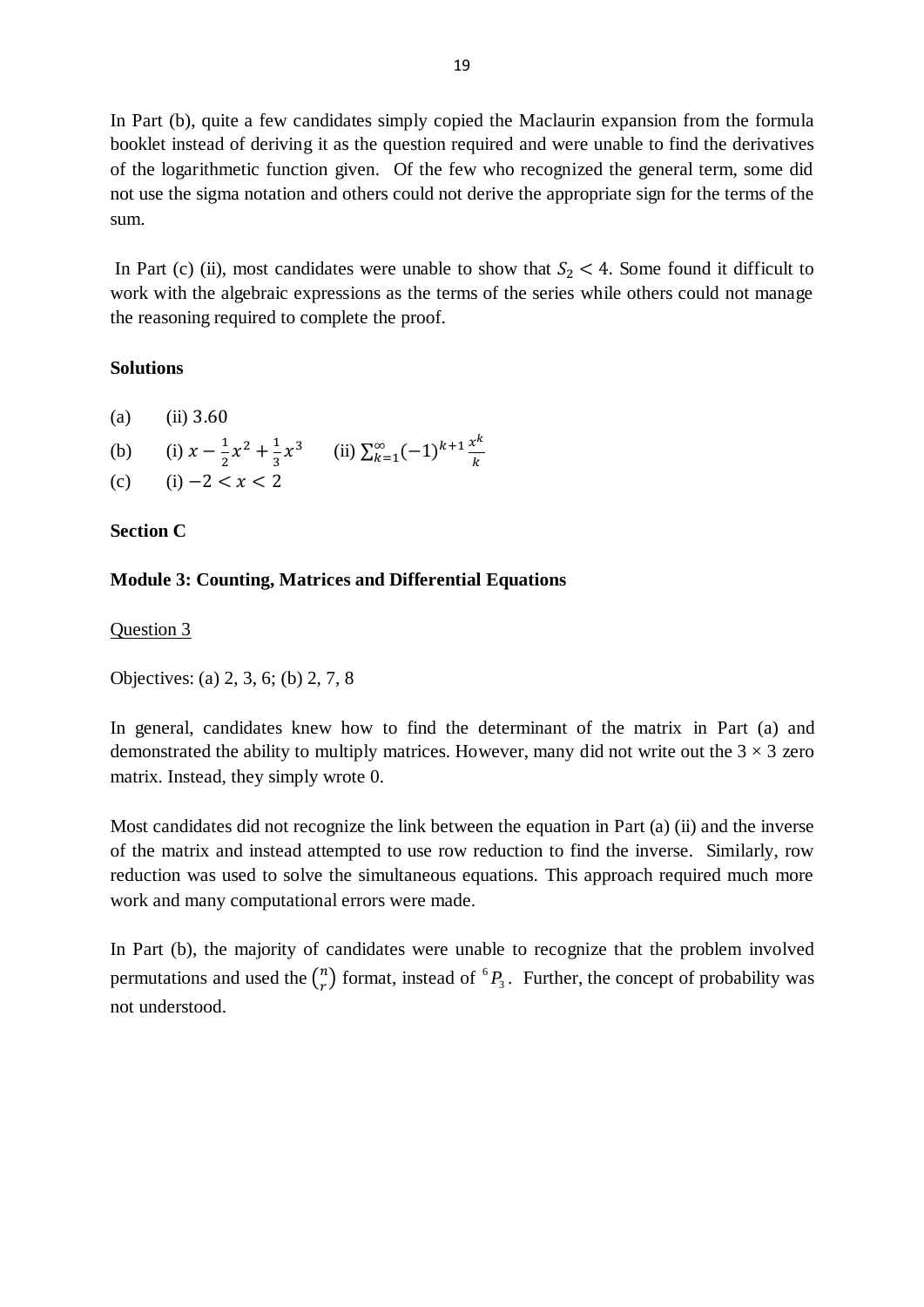In Part (b), quite a few candidates simply copied the Maclaurin expansion from the formula booklet instead of deriving it as the question required and were unable to find the derivatives of the logarithmetic function given. Of the few who recognized the general term, some did not use the sigma notation and others could not derive the appropriate sign for the terms of the sum.

In Part (c) (ii), most candidates were unable to show that $S_2 < 4$. Some found it difficult to work with the algebraic expressions as the terms of the series while others could not manage the reasoning required to complete the proof.

**Solutions**

(a) (ii) 3.60

(b) (i) $x - \frac{1}{2}x^2 + \frac{1}{3}x^3$ (ii) $\sum_{k=1}^{\infty}(-1)^{k+1}\frac{x^k}{k}$

(c) (i) $-2 < x < 2$

**Section C**

**Module 3: Counting, Matrices and Differential Equations**

Question 3

Objectives: (a) 2, 3, 6; (b) 2, 7, 8

In general, candidates knew how to find the determinant of the matrix in Part (a) and demonstrated the ability to multiply matrices. However, many did not write out the $3 \times 3$ zero matrix. Instead, they simply wrote 0.

Most candidates did not recognize the link between the equation in Part (a) (ii) and the inverse of the matrix and instead attempted to use row reduction to find the inverse. Similarly, row reduction was used to solve the simultaneous equations. This approach required much more work and many computational errors were made.

In Part (b), the majority of candidates were unable to recognize that the problem involved permutations and used the $\binom{n}{r}$ format, instead of ${}^{6}P_{3}$. Further, the concept of probability was not understood.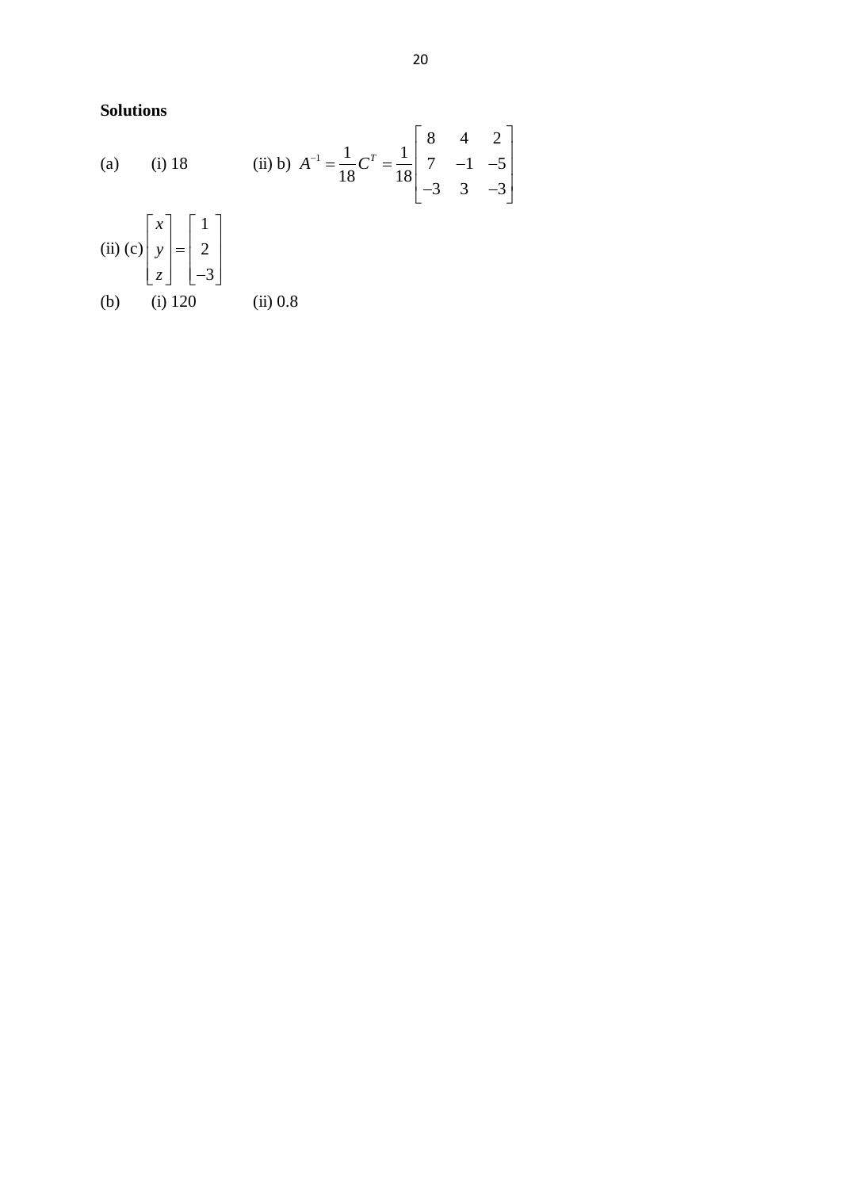**Solutions**

(a) (i) 18 (ii) b) $A^{-1} = \frac{1}{18}C^T = \frac{1}{18}\begin{bmatrix} 8 & 4 & 2 \\ 7 & -1 & -5 \\ -3 & 3 & -3 \end{bmatrix}$

(ii) (c) $\begin{bmatrix} x \\ y \\ z \end{bmatrix} = \begin{bmatrix} 1 \\ 2 \\ -3 \end{bmatrix}$

(b) (i) 120 (ii) 0.8